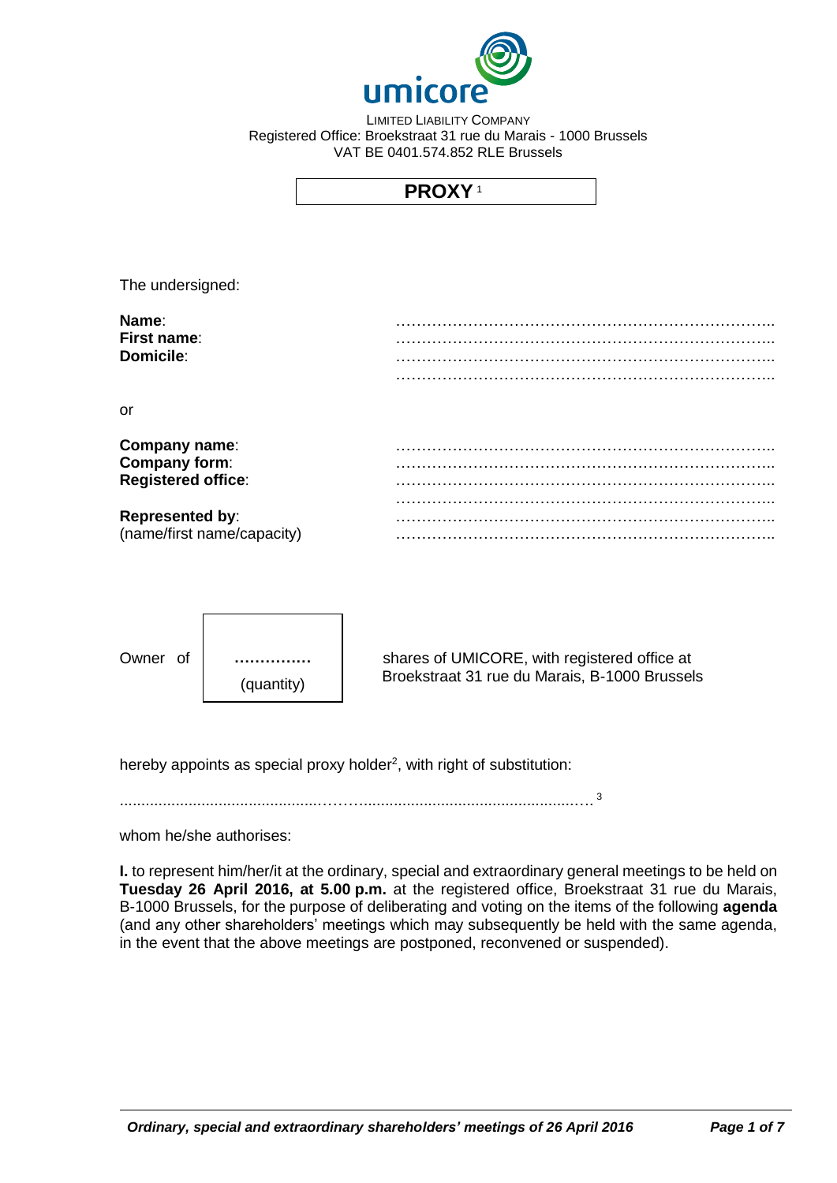umicore

LIMITED LIABILITY COMPANY
Registered Office: Broekstraat 31 rue du Marais - 1000 Brussels
VAT BE 0401.574.852 RLE Brussels

# PROXY[1]

The undersigned:

**Name**: ……………………………………………………………………..
**First name**: ……………………………………………………………………..
**Domicile**: ……………………………………………………………………..
……………………………………………………………………..

or

**Company name**: ……………………………………………………………………..
**Company form**: ……………………………………………………………………..
**Registered office**: ……………………………………………………………………..
……………………………………………………………………..
**Represented by**: ……………………………………………………………………..
(name/first name/capacity) ……………………………………………………………………..

Owner of **……………** (quantity) shares of UMICORE, with registered office at Broekstraat 31 rue du Marais, B-1000 Brussels

hereby appoints as special proxy holder[2], with right of substitution:

……………………………………………………………………………………[3]

whom he/she authorises:

**I.** to represent him/her/it at the ordinary, special and extraordinary general meetings to be held on **Tuesday 26 April 2016, at 5.00 p.m.** at the registered office, Broekstraat 31 rue du Marais, B-1000 Brussels, for the purpose of deliberating and voting on the items of the following **agenda** (and any other shareholders' meetings which may subsequently be held with the same agenda, in the event that the above meetings are postponed, reconvened or suspended).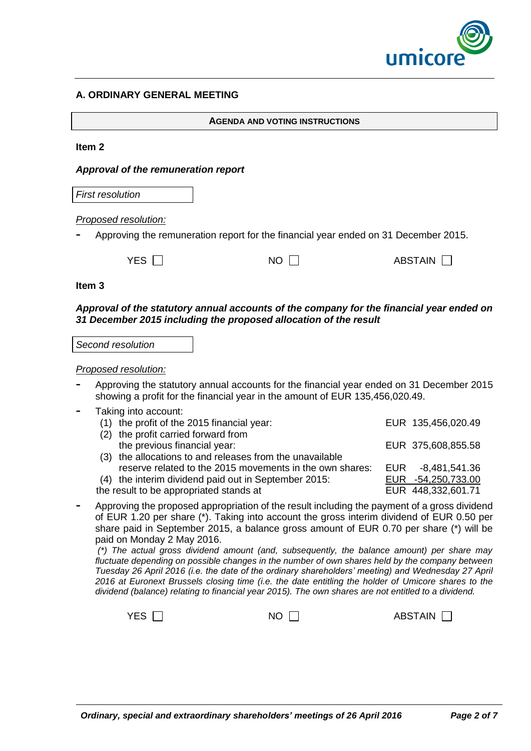## A. ORDINARY GENERAL MEETING

**AGENDA AND VOTING INSTRUCTIONS**

**Item 2**

***Approval of the remuneration report***

*First resolution*

*Proposed resolution:*

- Approving the remuneration report for the financial year ended on 31 December 2015.

YES ☐ NO ☐ ABSTAIN ☐

**Item 3**

***Approval of the statutory annual accounts of the company for the financial year ended on 31 December 2015 including the proposed allocation of the result***

*Second resolution*

*Proposed resolution:*

- Approving the statutory annual accounts for the financial year ended on 31 December 2015 showing a profit for the financial year in the amount of EUR 135,456,020.49.
- Taking into account:

| | |
|---|---|
| (1) the profit of the 2015 financial year: | EUR 135,456,020.49 |
| (2) the profit carried forward from the previous financial year: | EUR 375,608,855.58 |
| (3) the allocations to and releases from the unavailable reserve related to the 2015 movements in the own shares: | EUR -8,481,541.36 |
| (4) the interim dividend paid out in September 2015: | EUR -54,250,733.00 |
| the result to be appropriated stands at | EUR 448,332,601.71 |

- Approving the proposed appropriation of the result including the payment of a gross dividend of EUR 1.20 per share (*). Taking into account the gross interim dividend of EUR 0.50 per share paid in September 2015, a balance gross amount of EUR 0.70 per share (*) will be paid on Monday 2 May 2016.

  *(*) The actual gross dividend amount (and, subsequently, the balance amount) per share may fluctuate depending on possible changes in the number of own shares held by the company between Tuesday 26 April 2016 (i.e. the date of the ordinary shareholders' meeting) and Wednesday 27 April 2016 at Euronext Brussels closing time (i.e. the date entitling the holder of Umicore shares to the dividend (balance) relating to financial year 2015). The own shares are not entitled to a dividend.*

YES ☐ NO ☐ ABSTAIN ☐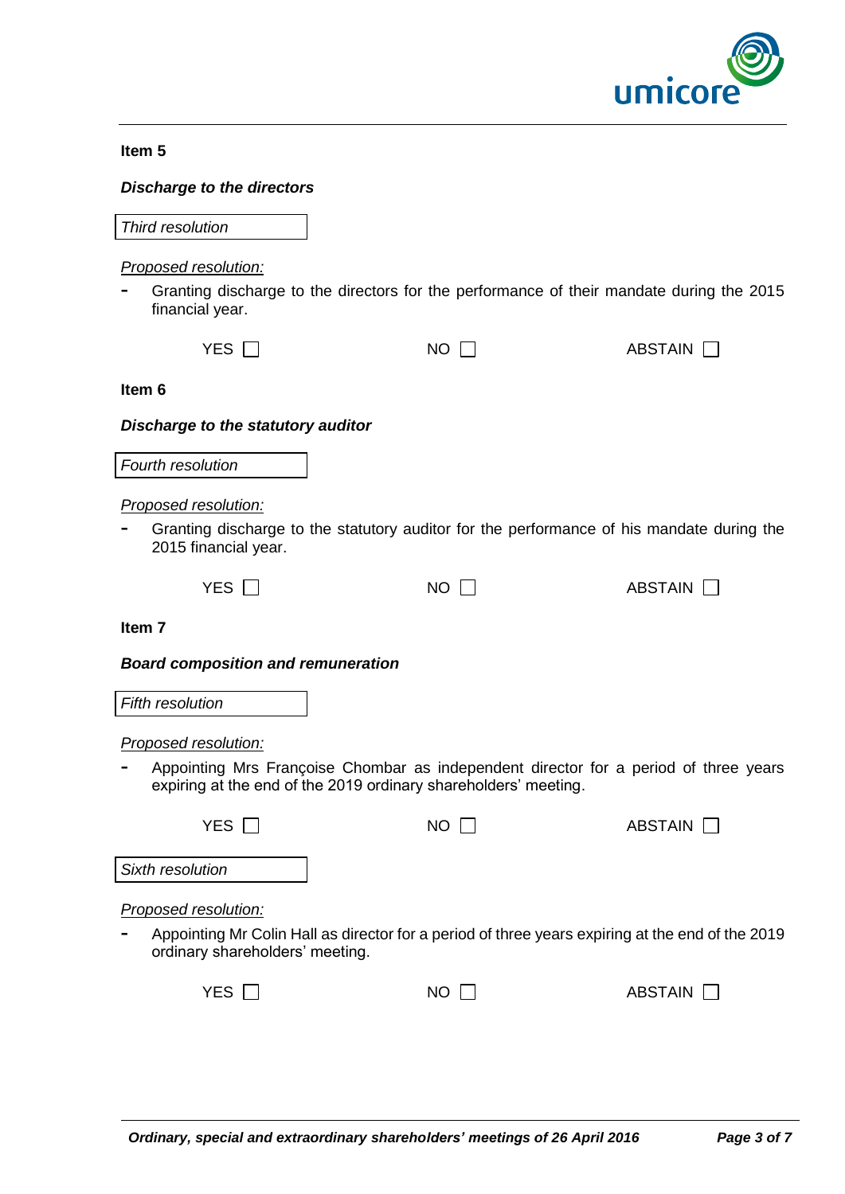### Item 5

***Discharge to the directors***

*Third resolution*

*Proposed resolution:*

- Granting discharge to the directors for the performance of their mandate during the 2015 financial year.

YES ☐ NO ☐ ABSTAIN ☐

### Item 6

***Discharge to the statutory auditor***

*Fourth resolution*

*Proposed resolution:*

- Granting discharge to the statutory auditor for the performance of his mandate during the 2015 financial year.

YES ☐ NO ☐ ABSTAIN ☐

### Item 7

***Board composition and remuneration***

*Fifth resolution*

*Proposed resolution:*

- Appointing Mrs Françoise Chombar as independent director for a period of three years expiring at the end of the 2019 ordinary shareholders' meeting.

YES ☐ NO ☐ ABSTAIN ☐

*Sixth resolution*

*Proposed resolution:*

- Appointing Mr Colin Hall as director for a period of three years expiring at the end of the 2019 ordinary shareholders' meeting.

YES ☐ NO ☐ ABSTAIN ☐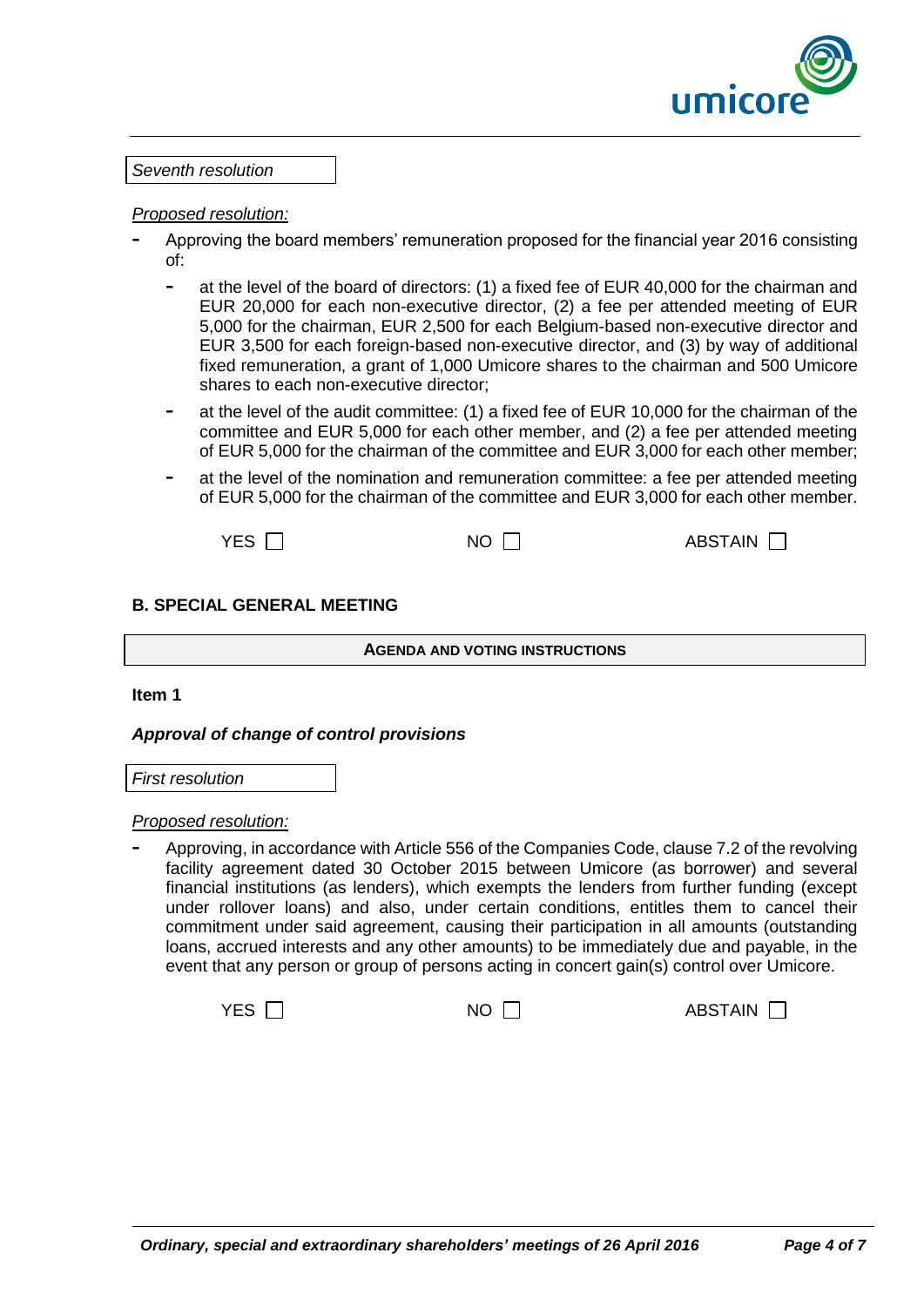*Seventh resolution*

*Proposed resolution:*

- Approving the board members' remuneration proposed for the financial year 2016 consisting of:
  - at the level of the board of directors: (1) a fixed fee of EUR 40,000 for the chairman and EUR 20,000 for each non-executive director, (2) a fee per attended meeting of EUR 5,000 for the chairman, EUR 2,500 for each Belgium-based non-executive director and EUR 3,500 for each foreign-based non-executive director, and (3) by way of additional fixed remuneration, a grant of 1,000 Umicore shares to the chairman and 500 Umicore shares to each non-executive director;
  - at the level of the audit committee: (1) a fixed fee of EUR 10,000 for the chairman of the committee and EUR 5,000 for each other member, and (2) a fee per attended meeting of EUR 5,000 for the chairman of the committee and EUR 3,000 for each other member;
  - at the level of the nomination and remuneration committee: a fee per attended meeting of EUR 5,000 for the chairman of the committee and EUR 3,000 for each other member.

YES ☐ NO ☐ ABSTAIN ☐

## B. SPECIAL GENERAL MEETING

**AGENDA AND VOTING INSTRUCTIONS**

**Item 1**

***Approval of change of control provisions***

*First resolution*

*Proposed resolution:*

- Approving, in accordance with Article 556 of the Companies Code, clause 7.2 of the revolving facility agreement dated 30 October 2015 between Umicore (as borrower) and several financial institutions (as lenders), which exempts the lenders from further funding (except under rollover loans) and also, under certain conditions, entitles them to cancel their commitment under said agreement, causing their participation in all amounts (outstanding loans, accrued interests and any other amounts) to be immediately due and payable, in the event that any person or group of persons acting in concert gain(s) control over Umicore.

YES ☐ NO ☐ ABSTAIN ☐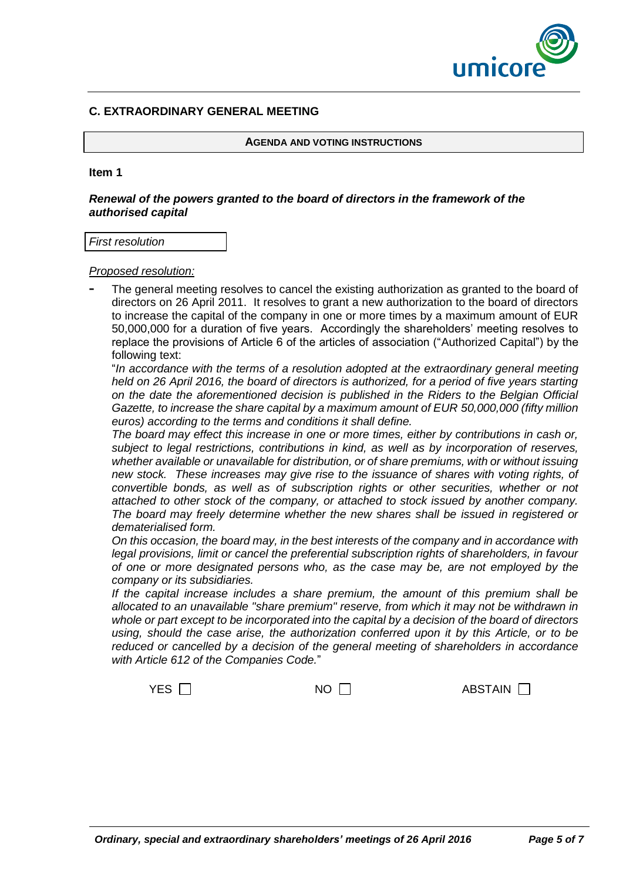## C. EXTRAORDINARY GENERAL MEETING

**AGENDA AND VOTING INSTRUCTIONS**

**Item 1**

***Renewal of the powers granted to the board of directors in the framework of the authorised capital***

*First resolution*

*Proposed resolution:*

- The general meeting resolves to cancel the existing authorization as granted to the board of directors on 26 April 2011. It resolves to grant a new authorization to the board of directors to increase the capital of the company in one or more times by a maximum amount of EUR 50,000,000 for a duration of five years. Accordingly the shareholders' meeting resolves to replace the provisions of Article 6 of the articles of association ("Authorized Capital") by the following text:

  "*In accordance with the terms of a resolution adopted at the extraordinary general meeting held on 26 April 2016, the board of directors is authorized, for a period of five years starting on the date the aforementioned decision is published in the Riders to the Belgian Official Gazette, to increase the share capital by a maximum amount of EUR 50,000,000 (fifty million euros) according to the terms and conditions it shall define.*

  *The board may effect this increase in one or more times, either by contributions in cash or, subject to legal restrictions, contributions in kind, as well as by incorporation of reserves, whether available or unavailable for distribution, or of share premiums, with or without issuing new stock. These increases may give rise to the issuance of shares with voting rights, of convertible bonds, as well as of subscription rights or other securities, whether or not attached to other stock of the company, or attached to stock issued by another company. The board may freely determine whether the new shares shall be issued in registered or dematerialised form.*

  *On this occasion, the board may, in the best interests of the company and in accordance with legal provisions, limit or cancel the preferential subscription rights of shareholders, in favour of one or more designated persons who, as the case may be, are not employed by the company or its subsidiaries.*

  *If the capital increase includes a share premium, the amount of this premium shall be allocated to an unavailable "share premium" reserve, from which it may not be withdrawn in whole or part except to be incorporated into the capital by a decision of the board of directors using, should the case arise, the authorization conferred upon it by this Article, or to be reduced or cancelled by a decision of the general meeting of shareholders in accordance with Article 612 of the Companies Code.*"

YES ☐ NO ☐ ABSTAIN ☐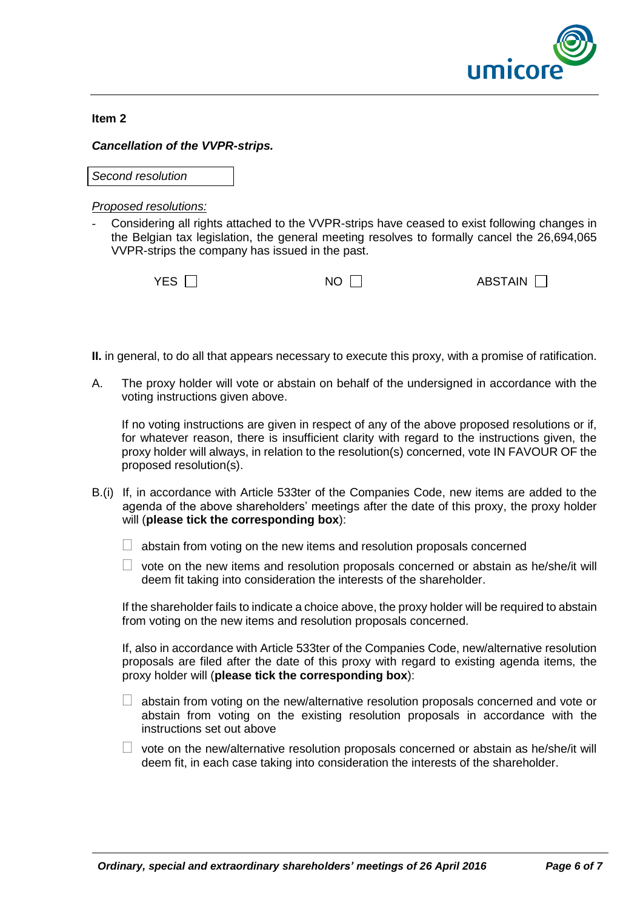**Item 2**

***Cancellation of the VVPR-strips.***

*Second resolution*

*Proposed resolutions:*

- Considering all rights attached to the VVPR-strips have ceased to exist following changes in the Belgian tax legislation, the general meeting resolves to formally cancel the 26,694,065 VVPR-strips the company has issued in the past.

YES ☐ NO ☐ ABSTAIN ☐

**II.** in general, to do all that appears necessary to execute this proxy, with a promise of ratification.

A. The proxy holder will vote or abstain on behalf of the undersigned in accordance with the voting instructions given above.

   If no voting instructions are given in respect of any of the above proposed resolutions or if, for whatever reason, there is insufficient clarity with regard to the instructions given, the proxy holder will always, in relation to the resolution(s) concerned, vote IN FAVOUR OF the proposed resolution(s).

B.(i) If, in accordance with Article 533ter of the Companies Code, new items are added to the agenda of the above shareholders' meetings after the date of this proxy, the proxy holder will (**please tick the corresponding box**):

   ☐ abstain from voting on the new items and resolution proposals concerned

   ☐ vote on the new items and resolution proposals concerned or abstain as he/she/it will deem fit taking into consideration the interests of the shareholder.

   If the shareholder fails to indicate a choice above, the proxy holder will be required to abstain from voting on the new items and resolution proposals concerned.

   If, also in accordance with Article 533ter of the Companies Code, new/alternative resolution proposals are filed after the date of this proxy with regard to existing agenda items, the proxy holder will (**please tick the corresponding box**):

   ☐ abstain from voting on the new/alternative resolution proposals concerned and vote or abstain from voting on the existing resolution proposals in accordance with the instructions set out above

   ☐ vote on the new/alternative resolution proposals concerned or abstain as he/she/it will deem fit, in each case taking into consideration the interests of the shareholder.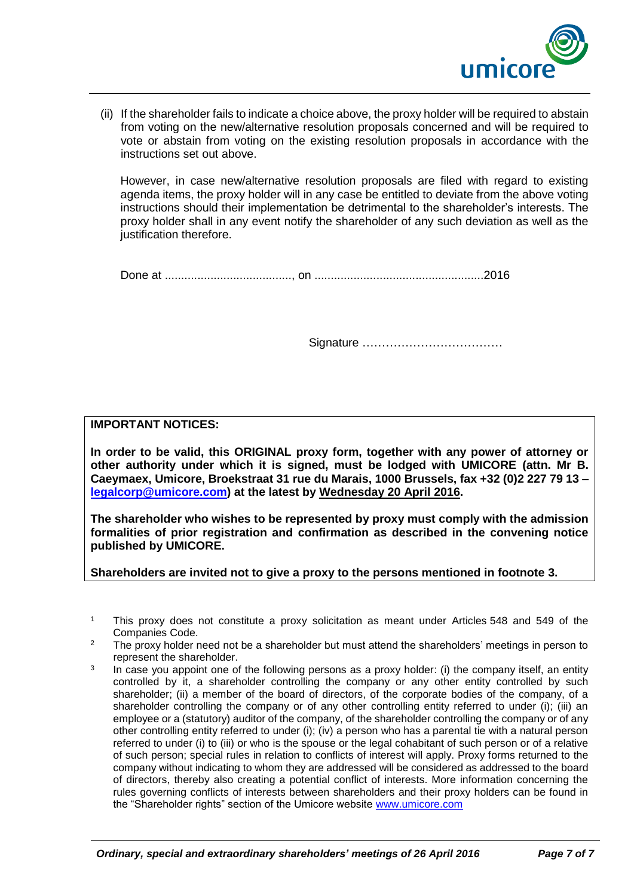(ii) If the shareholder fails to indicate a choice above, the proxy holder will be required to abstain from voting on the new/alternative resolution proposals concerned and will be required to vote or abstain from voting on the existing resolution proposals in accordance with the instructions set out above.

However, in case new/alternative resolution proposals are filed with regard to existing agenda items, the proxy holder will in any case be entitled to deviate from the above voting instructions should their implementation be detrimental to the shareholder's interests. The proxy holder shall in any event notify the shareholder of any such deviation as well as the justification therefore.

Done at ......................................., on ....................................................2016

Signature ………………………………

**IMPORTANT NOTICES:**

**In order to be valid, this ORIGINAL proxy form, together with any power of attorney or other authority under which it is signed, must be lodged with UMICORE (attn. Mr B. Caeymaex, Umicore, Broekstraat 31 rue du Marais, 1000 Brussels, fax +32 (0)2 227 79 13 – [legalcorp@umicore.com](mailto:legalcorp@umicore.com)) at the latest by Wednesday 20 April 2016.**

**The shareholder who wishes to be represented by proxy must comply with the admission formalities of prior registration and confirmation as described in the convening notice published by UMICORE.**

**Shareholders are invited not to give a proxy to the persons mentioned in footnote 3.**

[1] This proxy does not constitute a proxy solicitation as meant under Articles 548 and 549 of the Companies Code.

[2] The proxy holder need not be a shareholder but must attend the shareholders' meetings in person to represent the shareholder.

[3] In case you appoint one of the following persons as a proxy holder: (i) the company itself, an entity controlled by it, a shareholder controlling the company or any other entity controlled by such shareholder; (ii) a member of the board of directors, of the corporate bodies of the company, of a shareholder controlling the company or of any other controlling entity referred to under (i); (iii) an employee or a (statutory) auditor of the company, of the shareholder controlling the company or of any other controlling entity referred to under (i); (iv) a person who has a parental tie with a natural person referred to under (i) to (iii) or who is the spouse or the legal cohabitant of such person or of a relative of such person; special rules in relation to conflicts of interest will apply. Proxy forms returned to the company without indicating to whom they are addressed will be considered as addressed to the board of directors, thereby also creating a potential conflict of interests. More information concerning the rules governing conflicts of interests between shareholders and their proxy holders can be found in the "Shareholder rights" section of the Umicore website [www.umicore.com](http://www.umicore.com)